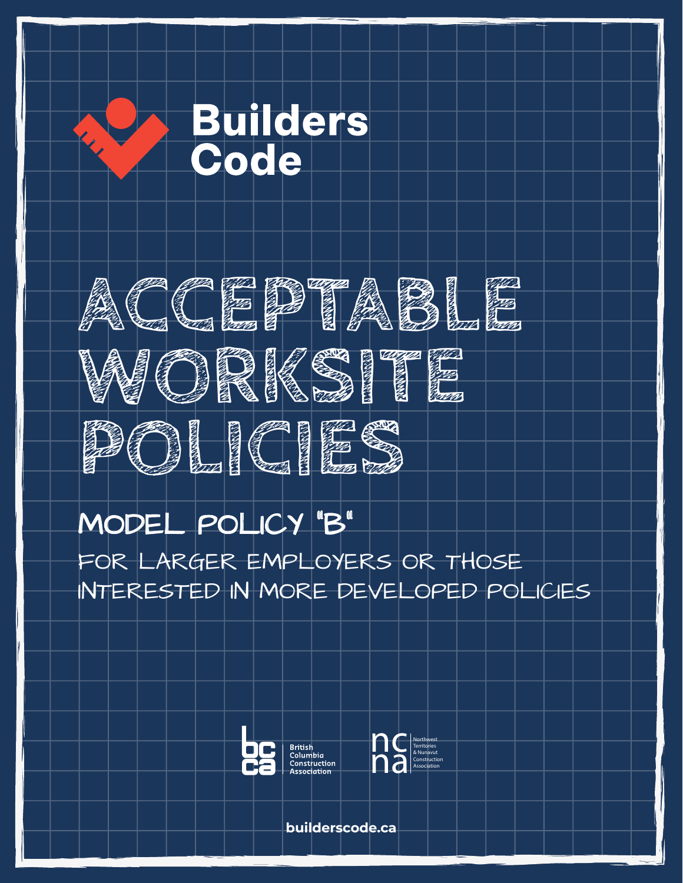# Builders Code

# ACCEPTABLE WORKSITE POLICIES

## MODEL POLICY "B"

FOR LARGER EMPLOYERS OR THOSE INTERESTED IN MORE DEVELOPED POLICIES

British Columbia Construction Association

Northwest Territories & Nunavut Construction Association

builderscode.ca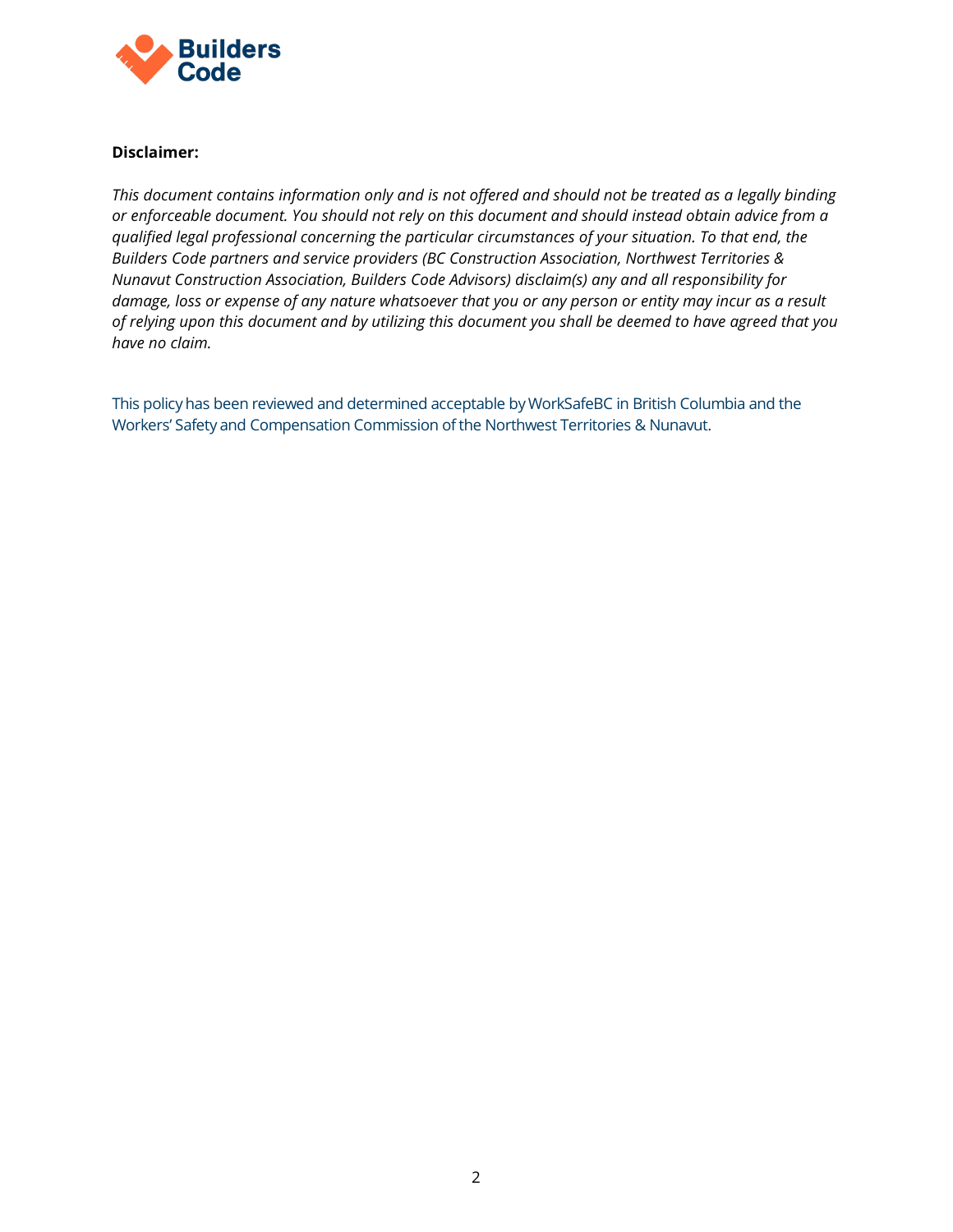**Disclaimer:**

*This document contains information only and is not offered and should not be treated as a legally binding or enforceable document. You should not rely on this document and should instead obtain advice from a qualified legal professional concerning the particular circumstances of your situation. To that end, the Builders Code partners and service providers (BC Construction Association, Northwest Territories & Nunavut Construction Association, Builders Code Advisors) disclaim(s) any and all responsibility for damage, loss or expense of any nature whatsoever that you or any person or entity may incur as a result of relying upon this document and by utilizing this document you shall be deemed to have agreed that you have no claim.*

This policy has been reviewed and determined acceptable by WorkSafeBC in British Columbia and the Workers' Safety and Compensation Commission of the Northwest Territories & Nunavut.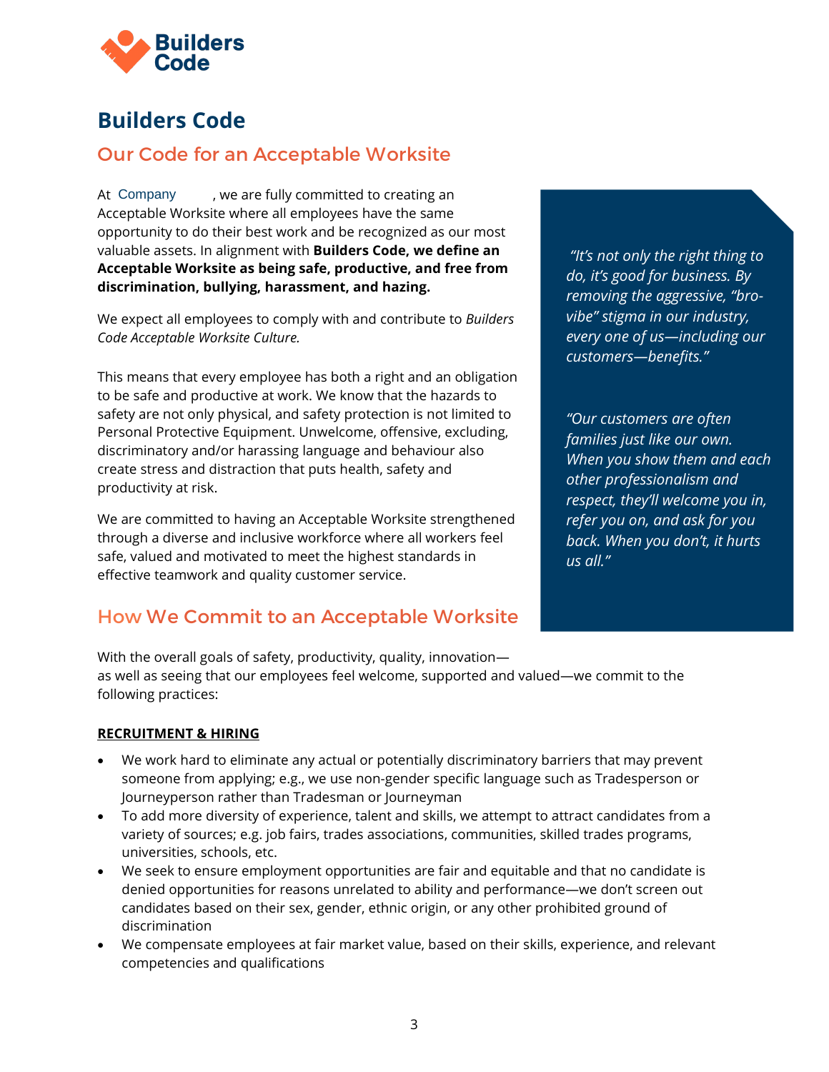# Builders Code

## Our Code for an Acceptable Worksite

At Company , we are fully committed to creating an Acceptable Worksite where all employees have the same opportunity to do their best work and be recognized as our most valuable assets. In alignment with **Builders Code, we define an Acceptable Worksite as being safe, productive, and free from discrimination, bullying, harassment, and hazing.**

We expect all employees to comply with and contribute to *Builders Code Acceptable Worksite Culture.*

This means that every employee has both a right and an obligation to be safe and productive at work. We know that the hazards to safety are not only physical, and safety protection is not limited to Personal Protective Equipment. Unwelcome, offensive, excluding, discriminatory and/or harassing language and behaviour also create stress and distraction that puts health, safety and productivity at risk.

We are committed to having an Acceptable Worksite strengthened through a diverse and inclusive workforce where all workers feel safe, valued and motivated to meet the highest standards in effective teamwork and quality customer service.

> *"It's not only the right thing to do, it's good for business. By removing the aggressive, "bro-vibe" stigma in our industry, every one of us—including our customers—benefits."*
>
> *"Our customers are often families just like our own. When you show them and each other professionalism and respect, they'll welcome you in, refer you on, and ask for you back. When you don't, it hurts us all."*

## How We Commit to an Acceptable Worksite

With the overall goals of safety, productivity, quality, innovation—as well as seeing that our employees feel welcome, supported and valued—we commit to the following practices:

**RECRUITMENT & HIRING**

- We work hard to eliminate any actual or potentially discriminatory barriers that may prevent someone from applying; e.g., we use non-gender specific language such as Tradesperson or Journeyperson rather than Tradesman or Journeyman
- To add more diversity of experience, talent and skills, we attempt to attract candidates from a variety of sources; e.g. job fairs, trades associations, communities, skilled trades programs, universities, schools, etc.
- We seek to ensure employment opportunities are fair and equitable and that no candidate is denied opportunities for reasons unrelated to ability and performance—we don't screen out candidates based on their sex, gender, ethnic origin, or any other prohibited ground of discrimination
- We compensate employees at fair market value, based on their skills, experience, and relevant competencies and qualifications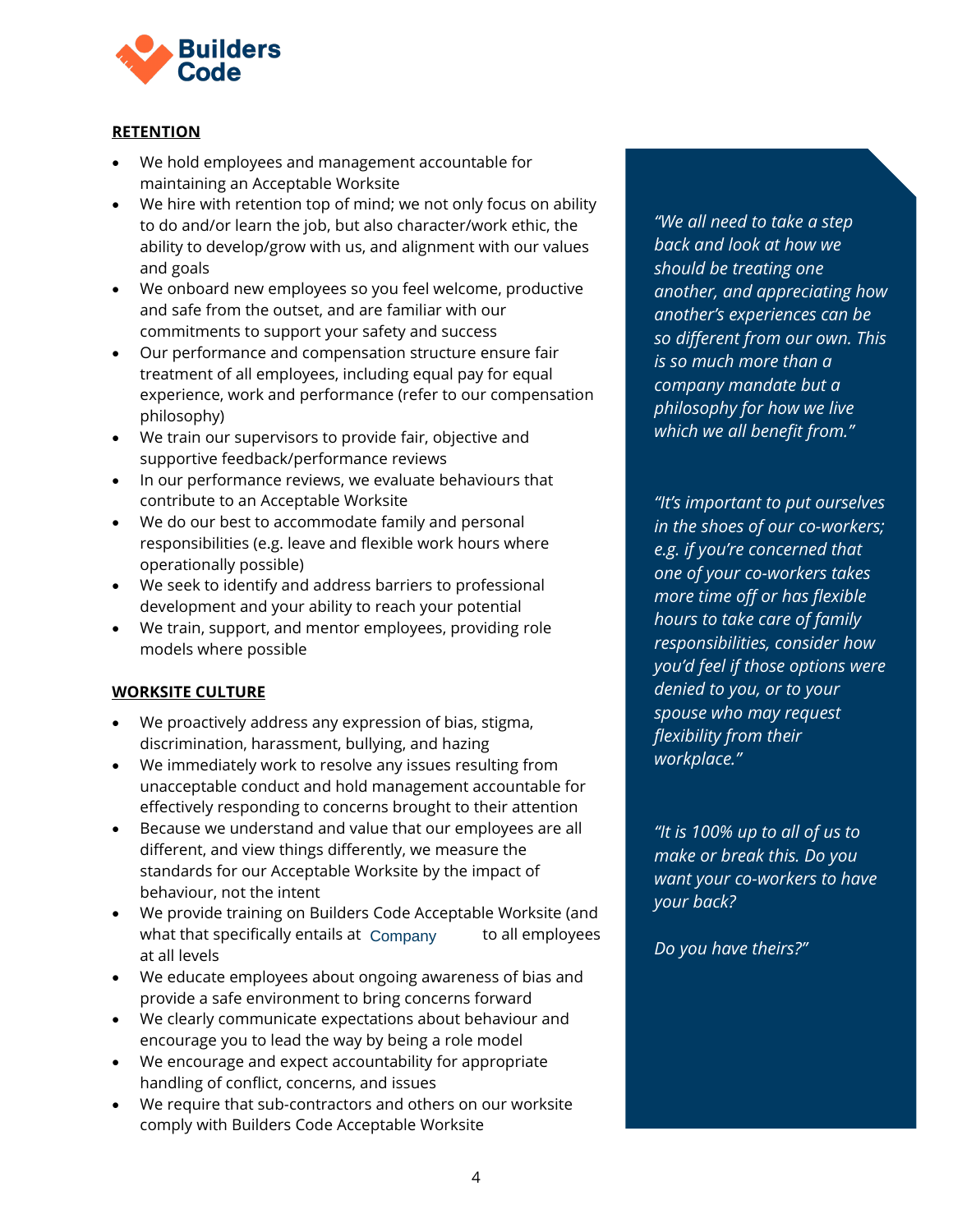## RETENTION

- We hold employees and management accountable for maintaining an Acceptable Worksite
- We hire with retention top of mind; we not only focus on ability to do and/or learn the job, but also character/work ethic, the ability to develop/grow with us, and alignment with our values and goals
- We onboard new employees so you feel welcome, productive and safe from the outset, and are familiar with our commitments to support your safety and success
- Our performance and compensation structure ensure fair treatment of all employees, including equal pay for equal experience, work and performance (refer to our compensation philosophy)
- We train our supervisors to provide fair, objective and supportive feedback/performance reviews
- In our performance reviews, we evaluate behaviours that contribute to an Acceptable Worksite
- We do our best to accommodate family and personal responsibilities (e.g. leave and flexible work hours where operationally possible)
- We seek to identify and address barriers to professional development and your ability to reach your potential
- We train, support, and mentor employees, providing role models where possible

## WORKSITE CULTURE

- We proactively address any expression of bias, stigma, discrimination, harassment, bullying, and hazing
- We immediately work to resolve any issues resulting from unacceptable conduct and hold management accountable for effectively responding to concerns brought to their attention
- Because we understand and value that our employees are all different, and view things differently, we measure the standards for our Acceptable Worksite by the impact of behaviour, not the intent
- We provide training on Builders Code Acceptable Worksite (and what that specifically entails at Company to all employees at all levels
- We educate employees about ongoing awareness of bias and provide a safe environment to bring concerns forward
- We clearly communicate expectations about behaviour and encourage you to lead the way by being a role model
- We encourage and expect accountability for appropriate handling of conflict, concerns, and issues
- We require that sub-contractors and others on our worksite comply with Builders Code Acceptable Worksite

*"We all need to take a step back and look at how we should be treating one another, and appreciating how another's experiences can be so different from our own. This is so much more than a company mandate but a philosophy for how we live which we all benefit from."*

*"It's important to put ourselves in the shoes of our co-workers; e.g. if you're concerned that one of your co-workers takes more time off or has flexible hours to take care of family responsibilities, consider how you'd feel if those options were denied to you, or to your spouse who may request flexibility from their workplace."*

*"It is 100% up to all of us to make or break this. Do you want your co-workers to have your back?*

*Do you have theirs?"*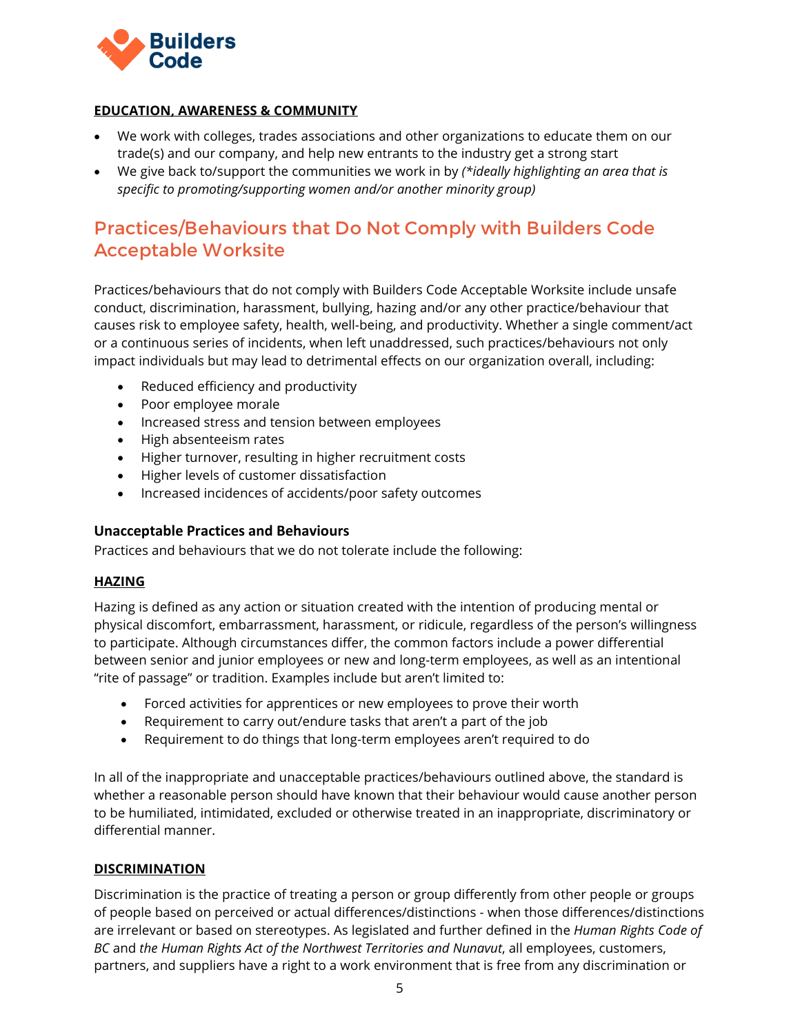**EDUCATION, AWARENESS & COMMUNITY**

- We work with colleges, trades associations and other organizations to educate them on our trade(s) and our company, and help new entrants to the industry get a strong start
- We give back to/support the communities we work in by *(*ideally highlighting an area that is specific to promoting/supporting women and/or another minority group)*

## Practices/Behaviours that Do Not Comply with Builders Code Acceptable Worksite

Practices/behaviours that do not comply with Builders Code Acceptable Worksite include unsafe conduct, discrimination, harassment, bullying, hazing and/or any other practice/behaviour that causes risk to employee safety, health, well-being, and productivity. Whether a single comment/act or a continuous series of incidents, when left unaddressed, such practices/behaviours not only impact individuals but may lead to detrimental effects on our organization overall, including:

- Reduced efficiency and productivity
- Poor employee morale
- Increased stress and tension between employees
- High absenteeism rates
- Higher turnover, resulting in higher recruitment costs
- Higher levels of customer dissatisfaction
- Increased incidences of accidents/poor safety outcomes

### Unacceptable Practices and Behaviours

Practices and behaviours that we do not tolerate include the following:

**HAZING**

Hazing is defined as any action or situation created with the intention of producing mental or physical discomfort, embarrassment, harassment, or ridicule, regardless of the person's willingness to participate. Although circumstances differ, the common factors include a power differential between senior and junior employees or new and long-term employees, as well as an intentional "rite of passage" or tradition. Examples include but aren't limited to:

- Forced activities for apprentices or new employees to prove their worth
- Requirement to carry out/endure tasks that aren't a part of the job
- Requirement to do things that long-term employees aren't required to do

In all of the inappropriate and unacceptable practices/behaviours outlined above, the standard is whether a reasonable person should have known that their behaviour would cause another person to be humiliated, intimidated, excluded or otherwise treated in an inappropriate, discriminatory or differential manner.

**DISCRIMINATION**

Discrimination is the practice of treating a person or group differently from other people or groups of people based on perceived or actual differences/distinctions - when those differences/distinctions are irrelevant or based on stereotypes. As legislated and further defined in the *Human Rights Code of BC* and *the Human Rights Act of the Northwest Territories and Nunavut*, all employees, customers, partners, and suppliers have a right to a work environment that is free from any discrimination or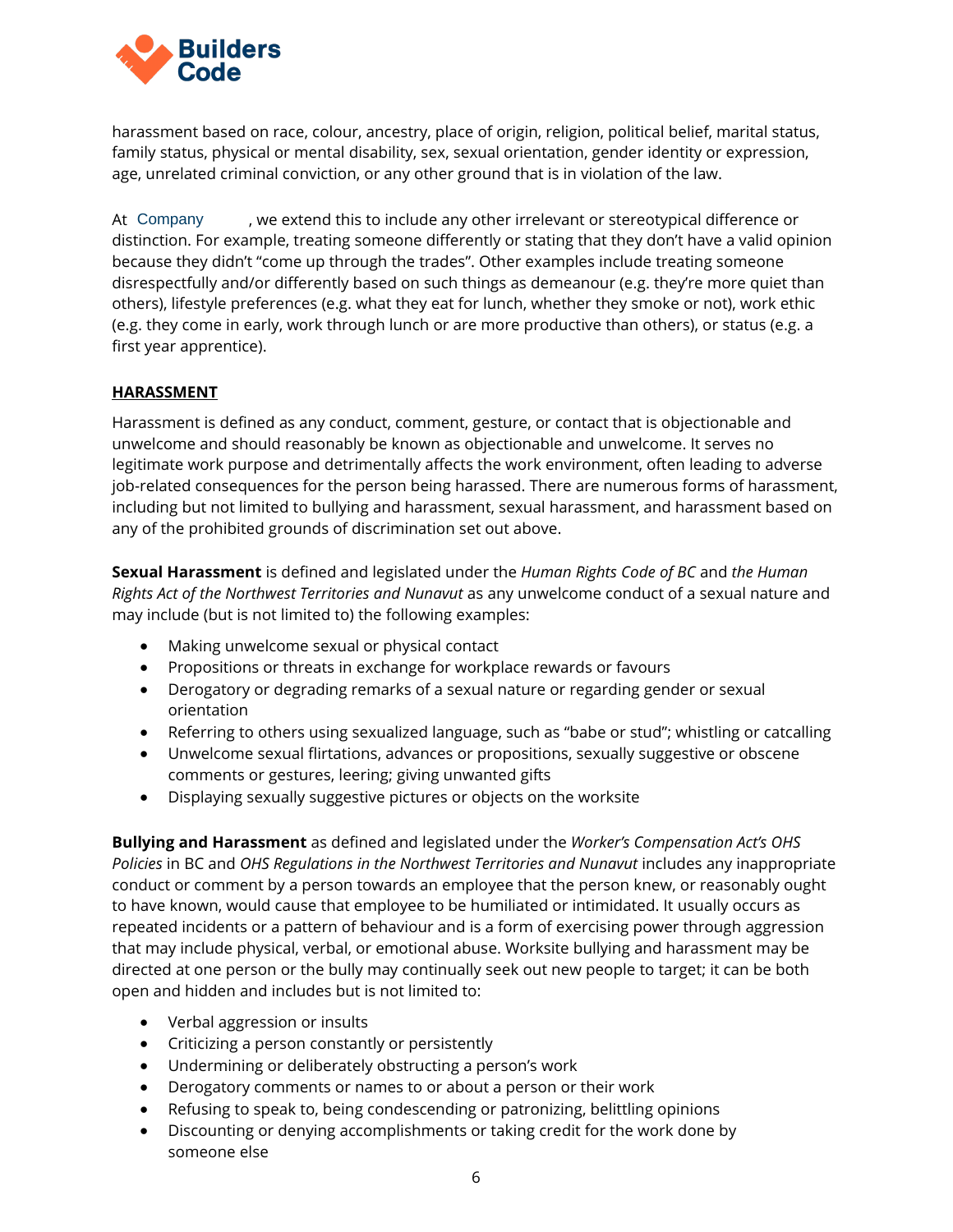harassment based on race, colour, ancestry, place of origin, religion, political belief, marital status, family status, physical or mental disability, sex, sexual orientation, gender identity or expression, age, unrelated criminal conviction, or any other ground that is in violation of the law.

At Company, we extend this to include any other irrelevant or stereotypical difference or distinction. For example, treating someone differently or stating that they don't have a valid opinion because they didn't "come up through the trades". Other examples include treating someone disrespectfully and/or differently based on such things as demeanour (e.g. they're more quiet than others), lifestyle preferences (e.g. what they eat for lunch, whether they smoke or not), work ethic (e.g. they come in early, work through lunch or are more productive than others), or status (e.g. a first year apprentice).

## HARASSMENT

Harassment is defined as any conduct, comment, gesture, or contact that is objectionable and unwelcome and should reasonably be known as objectionable and unwelcome. It serves no legitimate work purpose and detrimentally affects the work environment, often leading to adverse job-related consequences for the person being harassed. There are numerous forms of harassment, including but not limited to bullying and harassment, sexual harassment, and harassment based on any of the prohibited grounds of discrimination set out above.

**Sexual Harassment** is defined and legislated under the *Human Rights Code of BC* and *the Human Rights Act of the Northwest Territories and Nunavut* as any unwelcome conduct of a sexual nature and may include (but is not limited to) the following examples:

- Making unwelcome sexual or physical contact
- Propositions or threats in exchange for workplace rewards or favours
- Derogatory or degrading remarks of a sexual nature or regarding gender or sexual orientation
- Referring to others using sexualized language, such as "babe or stud"; whistling or catcalling
- Unwelcome sexual flirtations, advances or propositions, sexually suggestive or obscene comments or gestures, leering; giving unwanted gifts
- Displaying sexually suggestive pictures or objects on the worksite

**Bullying and Harassment** as defined and legislated under the *Worker's Compensation Act's OHS Policies* in BC and *OHS Regulations in the Northwest Territories and Nunavut* includes any inappropriate conduct or comment by a person towards an employee that the person knew, or reasonably ought to have known, would cause that employee to be humiliated or intimidated. It usually occurs as repeated incidents or a pattern of behaviour and is a form of exercising power through aggression that may include physical, verbal, or emotional abuse. Worksite bullying and harassment may be directed at one person or the bully may continually seek out new people to target; it can be both open and hidden and includes but is not limited to:

- Verbal aggression or insults
- Criticizing a person constantly or persistently
- Undermining or deliberately obstructing a person's work
- Derogatory comments or names to or about a person or their work
- Refusing to speak to, being condescending or patronizing, belittling opinions
- Discounting or denying accomplishments or taking credit for the work done by someone else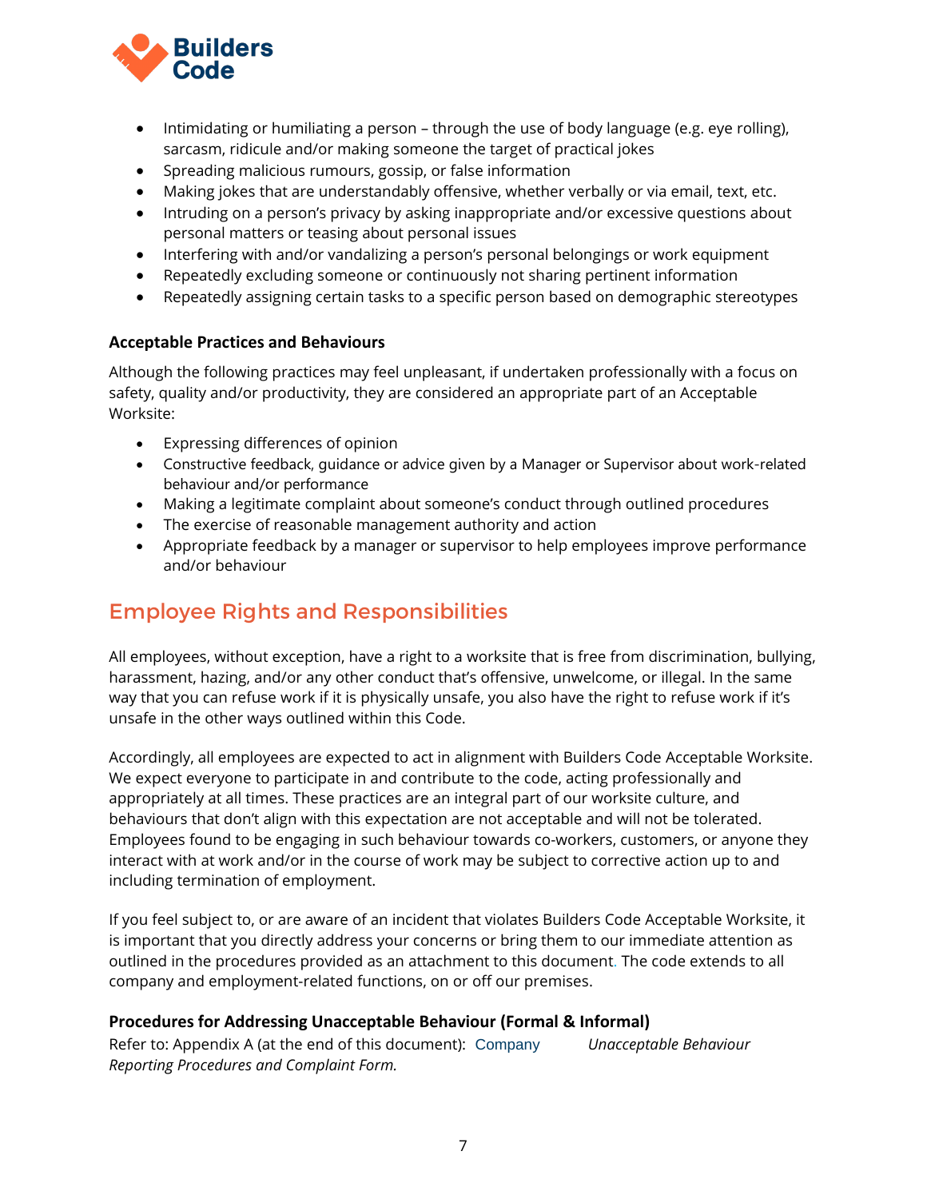- Intimidating or humiliating a person – through the use of body language (e.g. eye rolling), sarcasm, ridicule and/or making someone the target of practical jokes
- Spreading malicious rumours, gossip, or false information
- Making jokes that are understandably offensive, whether verbally or via email, text, etc.
- Intruding on a person's privacy by asking inappropriate and/or excessive questions about personal matters or teasing about personal issues
- Interfering with and/or vandalizing a person's personal belongings or work equipment
- Repeatedly excluding someone or continuously not sharing pertinent information
- Repeatedly assigning certain tasks to a specific person based on demographic stereotypes

### Acceptable Practices and Behaviours

Although the following practices may feel unpleasant, if undertaken professionally with a focus on safety, quality and/or productivity, they are considered an appropriate part of an Acceptable Worksite:

- Expressing differences of opinion
- Constructive feedback, guidance or advice given by a Manager or Supervisor about work-related behaviour and/or performance
- Making a legitimate complaint about someone's conduct through outlined procedures
- The exercise of reasonable management authority and action
- Appropriate feedback by a manager or supervisor to help employees improve performance and/or behaviour

## Employee Rights and Responsibilities

All employees, without exception, have a right to a worksite that is free from discrimination, bullying, harassment, hazing, and/or any other conduct that's offensive, unwelcome, or illegal. In the same way that you can refuse work if it is physically unsafe, you also have the right to refuse work if it's unsafe in the other ways outlined within this Code.

Accordingly, all employees are expected to act in alignment with Builders Code Acceptable Worksite. We expect everyone to participate in and contribute to the code, acting professionally and appropriately at all times. These practices are an integral part of our worksite culture, and behaviours that don't align with this expectation are not acceptable and will not be tolerated. Employees found to be engaging in such behaviour towards co-workers, customers, or anyone they interact with at work and/or in the course of work may be subject to corrective action up to and including termination of employment.

If you feel subject to, or are aware of an incident that violates Builders Code Acceptable Worksite, it is important that you directly address your concerns or bring them to our immediate attention as outlined in the procedures provided as an attachment to this document. The code extends to all company and employment-related functions, on or off our premises.

### Procedures for Addressing Unacceptable Behaviour (Formal & Informal)

Refer to: Appendix A (at the end of this document): Company *Unacceptable Behaviour Reporting Procedures and Complaint Form.*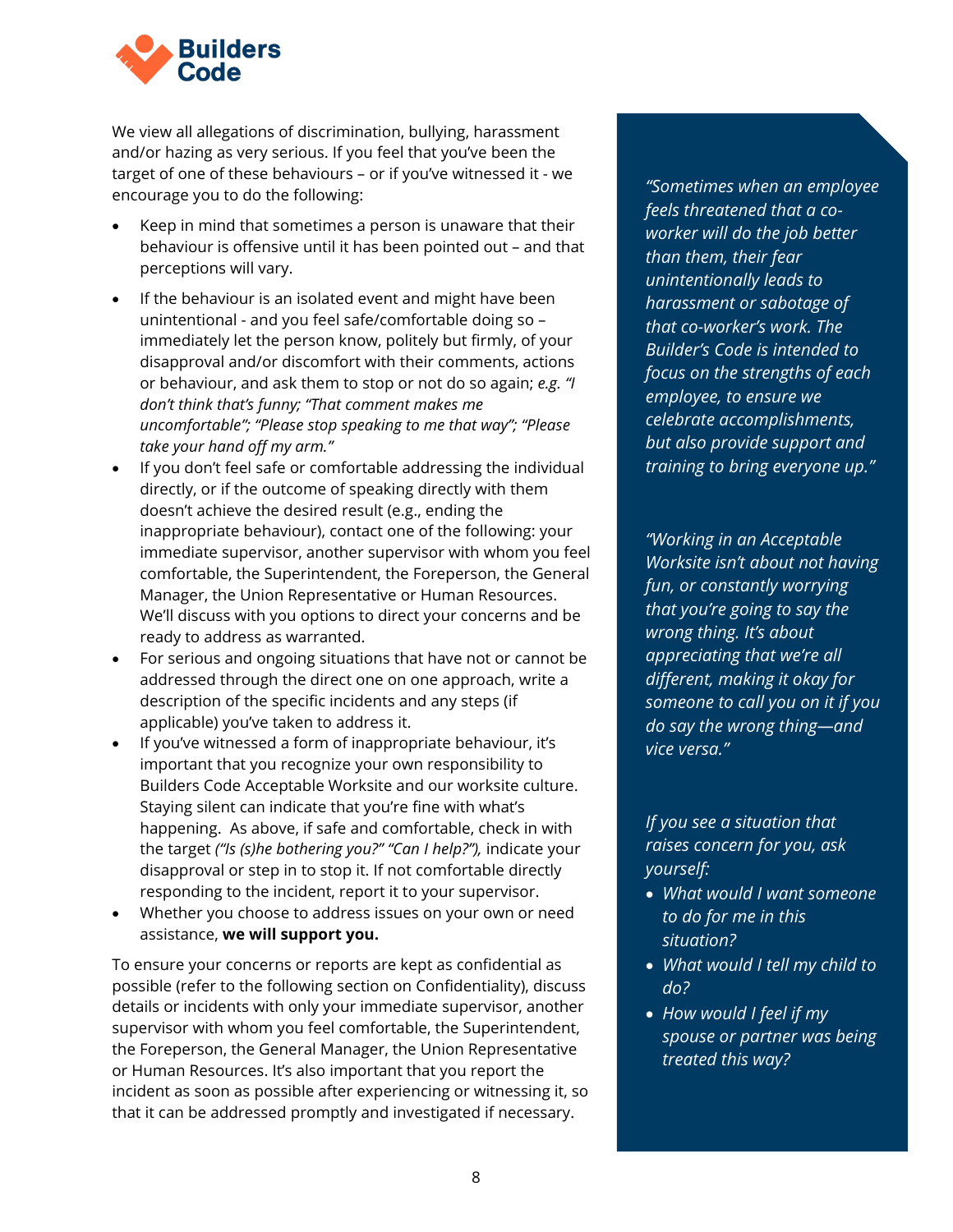We view all allegations of discrimination, bullying, harassment and/or hazing as very serious. If you feel that you've been the target of one of these behaviours – or if you've witnessed it - we encourage you to do the following:

- Keep in mind that sometimes a person is unaware that their behaviour is offensive until it has been pointed out – and that perceptions will vary.
- If the behaviour is an isolated event and might have been unintentional - and you feel safe/comfortable doing so – immediately let the person know, politely but firmly, of your disapproval and/or discomfort with their comments, actions or behaviour, and ask them to stop or not do so again; *e.g. "I don't think that's funny; "That comment makes me uncomfortable"; "Please stop speaking to me that way"; "Please take your hand off my arm."*
- If you don't feel safe or comfortable addressing the individual directly, or if the outcome of speaking directly with them doesn't achieve the desired result (e.g., ending the inappropriate behaviour), contact one of the following: your immediate supervisor, another supervisor with whom you feel comfortable, the Superintendent, the Foreperson, the General Manager, the Union Representative or Human Resources. We'll discuss with you options to direct your concerns and be ready to address as warranted.
- For serious and ongoing situations that have not or cannot be addressed through the direct one on one approach, write a description of the specific incidents and any steps (if applicable) you've taken to address it.
- If you've witnessed a form of inappropriate behaviour, it's important that you recognize your own responsibility to Builders Code Acceptable Worksite and our worksite culture. Staying silent can indicate that you're fine with what's happening. As above, if safe and comfortable, check in with the target *("Is (s)he bothering you?" "Can I help?"),* indicate your disapproval or step in to stop it. If not comfortable directly responding to the incident, report it to your supervisor.
- Whether you choose to address issues on your own or need assistance, **we will support you.**

To ensure your concerns or reports are kept as confidential as possible (refer to the following section on Confidentiality), discuss details or incidents with only your immediate supervisor, another supervisor with whom you feel comfortable, the Superintendent, the Foreperson, the General Manager, the Union Representative or Human Resources. It's also important that you report the incident as soon as possible after experiencing or witnessing it, so that it can be addressed promptly and investigated if necessary.

*"Sometimes when an employee feels threatened that a co-worker will do the job better than them, their fear unintentionally leads to harassment or sabotage of that co-worker's work. The Builder's Code is intended to focus on the strengths of each employee, to ensure we celebrate accomplishments, but also provide support and training to bring everyone up."*

*"Working in an Acceptable Worksite isn't about not having fun, or constantly worrying that you're going to say the wrong thing. It's about appreciating that we're all different, making it okay for someone to call you on it if you do say the wrong thing—and vice versa."*

*If you see a situation that raises concern for you, ask yourself:*

- *What would I want someone to do for me in this situation?*
- *What would I tell my child to do?*
- *How would I feel if my spouse or partner was being treated this way?*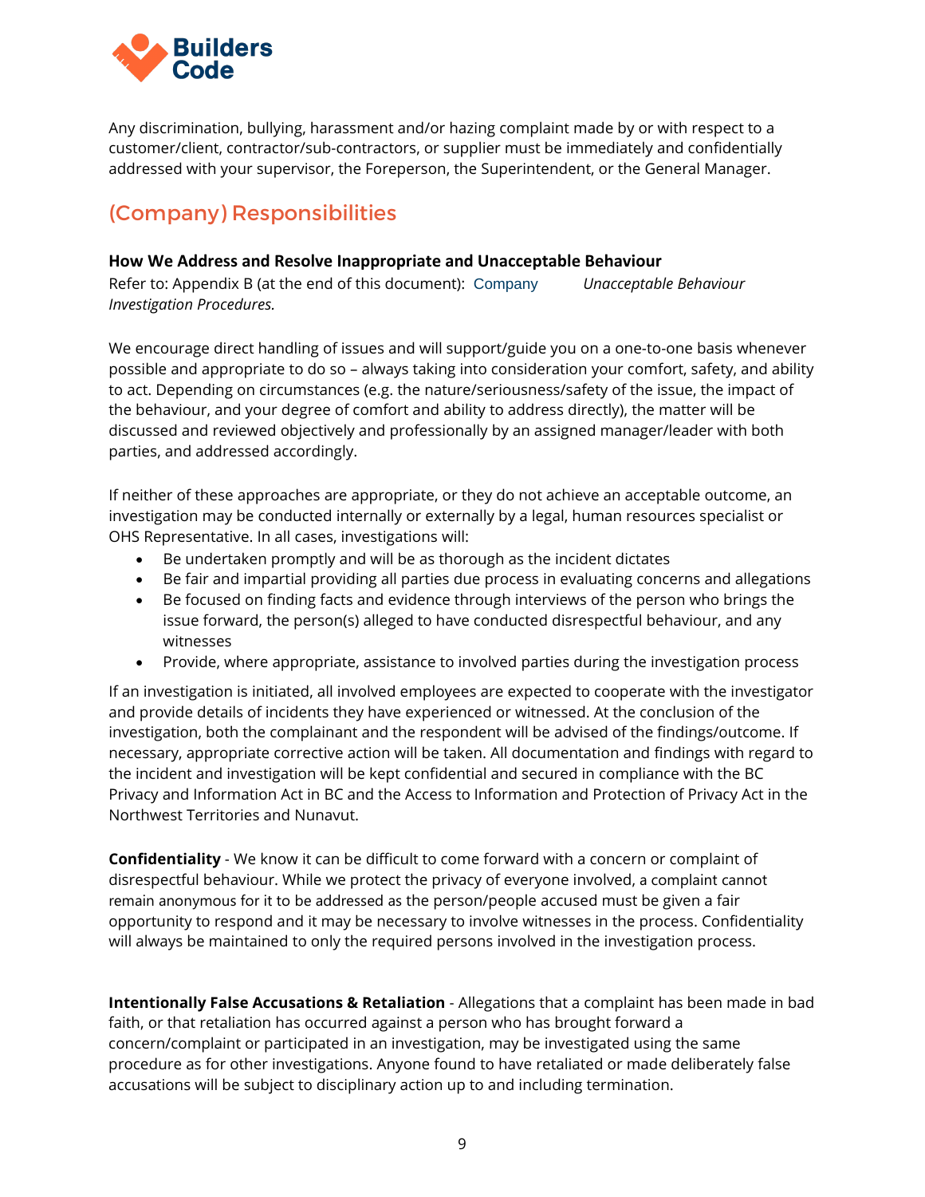Any discrimination, bullying, harassment and/or hazing complaint made by or with respect to a customer/client, contractor/sub-contractors, or supplier must be immediately and confidentially addressed with your supervisor, the Foreperson, the Superintendent, or the General Manager.

## (Company) Responsibilities

**How We Address and Resolve Inappropriate and Unacceptable Behaviour**
Refer to: Appendix B (at the end of this document): Company *Unacceptable Behaviour Investigation Procedures.*

We encourage direct handling of issues and will support/guide you on a one-to-one basis whenever possible and appropriate to do so – always taking into consideration your comfort, safety, and ability to act. Depending on circumstances (e.g. the nature/seriousness/safety of the issue, the impact of the behaviour, and your degree of comfort and ability to address directly), the matter will be discussed and reviewed objectively and professionally by an assigned manager/leader with both parties, and addressed accordingly.

If neither of these approaches are appropriate, or they do not achieve an acceptable outcome, an investigation may be conducted internally or externally by a legal, human resources specialist or OHS Representative. In all cases, investigations will:

- Be undertaken promptly and will be as thorough as the incident dictates
- Be fair and impartial providing all parties due process in evaluating concerns and allegations
- Be focused on finding facts and evidence through interviews of the person who brings the issue forward, the person(s) alleged to have conducted disrespectful behaviour, and any witnesses
- Provide, where appropriate, assistance to involved parties during the investigation process

If an investigation is initiated, all involved employees are expected to cooperate with the investigator and provide details of incidents they have experienced or witnessed. At the conclusion of the investigation, both the complainant and the respondent will be advised of the findings/outcome. If necessary, appropriate corrective action will be taken. All documentation and findings with regard to the incident and investigation will be kept confidential and secured in compliance with the BC Privacy and Information Act in BC and the Access to Information and Protection of Privacy Act in the Northwest Territories and Nunavut.

**Confidentiality** - We know it can be difficult to come forward with a concern or complaint of disrespectful behaviour. While we protect the privacy of everyone involved, a complaint cannot remain anonymous for it to be addressed as the person/people accused must be given a fair opportunity to respond and it may be necessary to involve witnesses in the process. Confidentiality will always be maintained to only the required persons involved in the investigation process.

**Intentionally False Accusations & Retaliation** - Allegations that a complaint has been made in bad faith, or that retaliation has occurred against a person who has brought forward a concern/complaint or participated in an investigation, may be investigated using the same procedure as for other investigations. Anyone found to have retaliated or made deliberately false accusations will be subject to disciplinary action up to and including termination.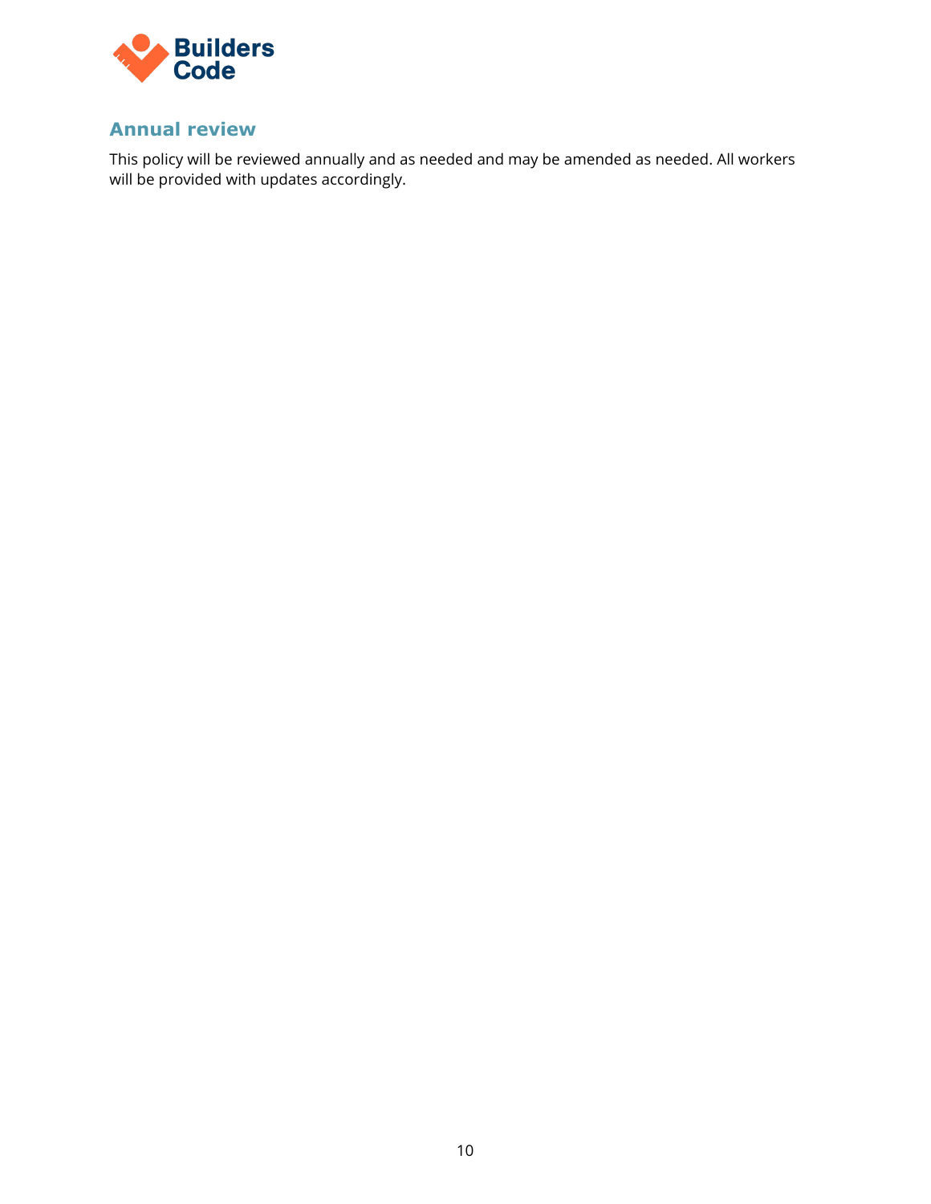## Annual review

This policy will be reviewed annually and as needed and may be amended as needed. All workers will be provided with updates accordingly.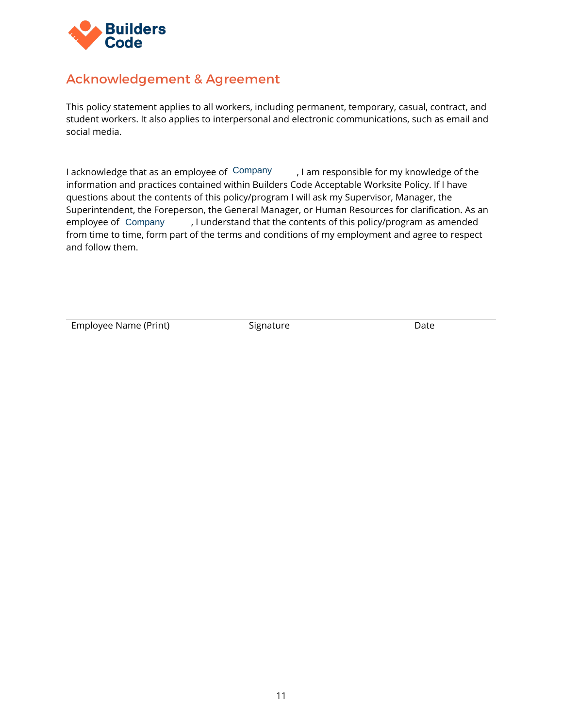## Acknowledgement & Agreement

This policy statement applies to all workers, including permanent, temporary, casual, contract, and student workers. It also applies to interpersonal and electronic communications, such as email and social media.

I acknowledge that as an employee of Company, I am responsible for my knowledge of the information and practices contained within Builders Code Acceptable Worksite Policy. If I have questions about the contents of this policy/program I will ask my Supervisor, Manager, the Superintendent, the Foreperson, the General Manager, or Human Resources for clarification. As an employee of Company, I understand that the contents of this policy/program as amended from time to time, form part of the terms and conditions of my employment and agree to respect and follow them.

| Employee Name (Print) | Signature | Date |
| --- | --- | --- |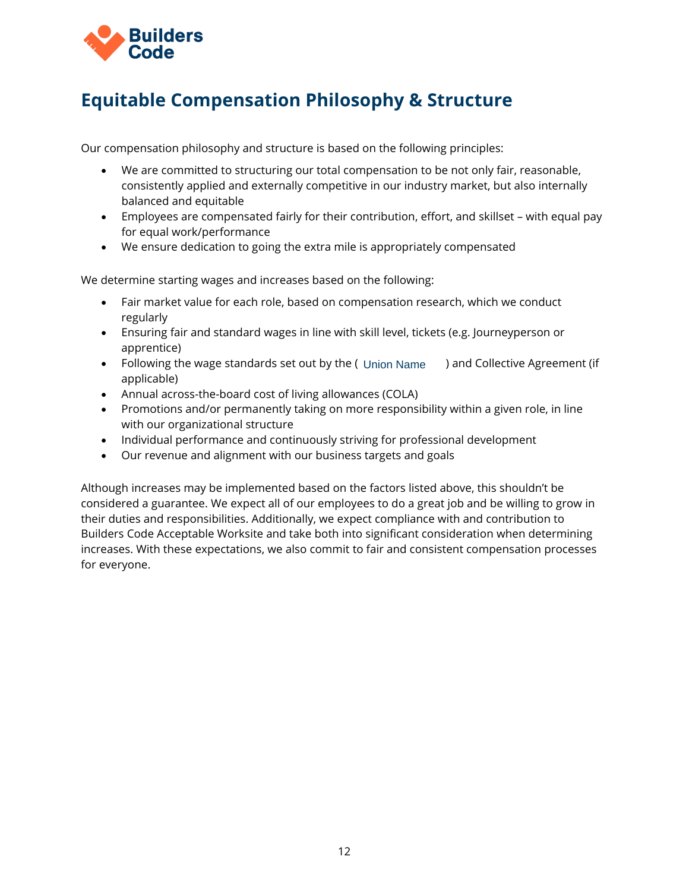# Equitable Compensation Philosophy & Structure

Our compensation philosophy and structure is based on the following principles:

- We are committed to structuring our total compensation to be not only fair, reasonable, consistently applied and externally competitive in our industry market, but also internally balanced and equitable
- Employees are compensated fairly for their contribution, effort, and skillset – with equal pay for equal work/performance
- We ensure dedication to going the extra mile is appropriately compensated

We determine starting wages and increases based on the following:

- Fair market value for each role, based on compensation research, which we conduct regularly
- Ensuring fair and standard wages in line with skill level, tickets (e.g. Journeyperson or apprentice)
- Following the wage standards set out by the ( Union Name ) and Collective Agreement (if applicable)
- Annual across-the-board cost of living allowances (COLA)
- Promotions and/or permanently taking on more responsibility within a given role, in line with our organizational structure
- Individual performance and continuously striving for professional development
- Our revenue and alignment with our business targets and goals

Although increases may be implemented based on the factors listed above, this shouldn't be considered a guarantee. We expect all of our employees to do a great job and be willing to grow in their duties and responsibilities. Additionally, we expect compliance with and contribution to Builders Code Acceptable Worksite and take both into significant consideration when determining increases. With these expectations, we also commit to fair and consistent compensation processes for everyone.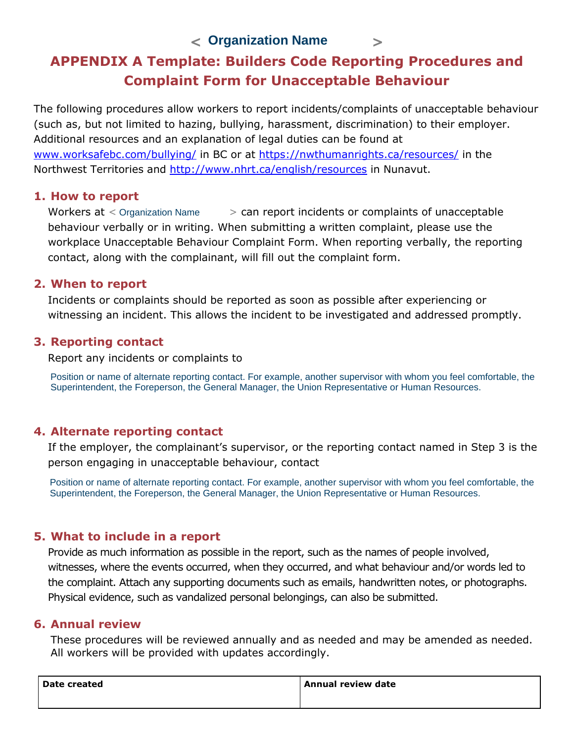< Organization Name >

# APPENDIX A Template: Builders Code Reporting Procedures and Complaint Form for Unacceptable Behaviour

The following procedures allow workers to report incidents/complaints of unacceptable behaviour (such as, but not limited to hazing, bullying, harassment, discrimination) to their employer. Additional resources and an explanation of legal duties can be found at www.worksafebc.com/bullying/ in BC or at https://nwthumanrights.ca/resources/ in the Northwest Territories and http://www.nhrt.ca/english/resources in Nunavut.

## 1. How to report

Workers at < Organization Name > can report incidents or complaints of unacceptable behaviour verbally or in writing. When submitting a written complaint, please use the workplace Unacceptable Behaviour Complaint Form. When reporting verbally, the reporting contact, along with the complainant, will fill out the complaint form.

## 2. When to report

Incidents or complaints should be reported as soon as possible after experiencing or witnessing an incident. This allows the incident to be investigated and addressed promptly.

## 3. Reporting contact

Report any incidents or complaints to

Position or name of alternate reporting contact. For example, another supervisor with whom you feel comfortable, the Superintendent, the Foreperson, the General Manager, the Union Representative or Human Resources.

## 4. Alternate reporting contact

If the employer, the complainant's supervisor, or the reporting contact named in Step 3 is the person engaging in unacceptable behaviour, contact

Position or name of alternate reporting contact. For example, another supervisor with whom you feel comfortable, the Superintendent, the Foreperson, the General Manager, the Union Representative or Human Resources.

## 5. What to include in a report

Provide as much information as possible in the report, such as the names of people involved, witnesses, where the events occurred, when they occurred, and what behaviour and/or words led to the complaint. Attach any supporting documents such as emails, handwritten notes, or photographs. Physical evidence, such as vandalized personal belongings, can also be submitted.

## 6. Annual review

These procedures will be reviewed annually and as needed and may be amended as needed. All workers will be provided with updates accordingly.

| Date created | Annual review date |
| --- | --- |
| | |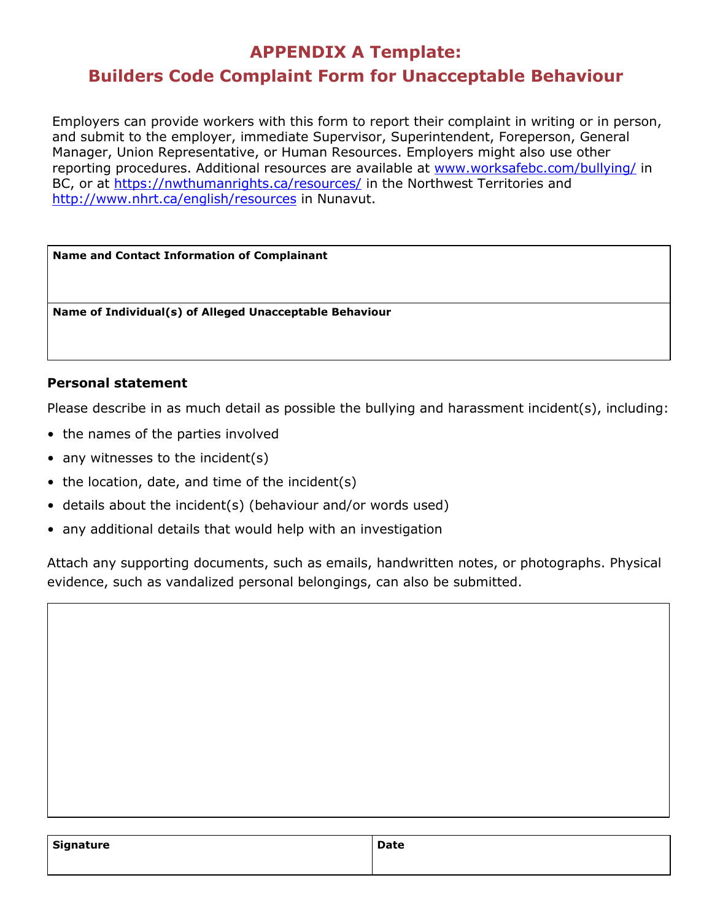# APPENDIX A Template:
# Builders Code Complaint Form for Unacceptable Behaviour

Employers can provide workers with this form to report their complaint in writing or in person, and submit to the employer, immediate Supervisor, Superintendent, Foreperson, General Manager, Union Representative, or Human Resources. Employers might also use other reporting procedures. Additional resources are available at www.worksafebc.com/bullying/ in BC, or at https://nwthumanrights.ca/resources/ in the Northwest Territories and http://www.nhrt.ca/english/resources in Nunavut.

| **Name and Contact Information of Complainant** |
|---|
| |
| **Name of Individual(s) of Alleged Unacceptable Behaviour** |
| |

### Personal statement

Please describe in as much detail as possible the bullying and harassment incident(s), including:

- the names of the parties involved
- any witnesses to the incident(s)
- the location, date, and time of the incident(s)
- details about the incident(s) (behaviour and/or words used)
- any additional details that would help with an investigation

Attach any supporting documents, such as emails, handwritten notes, or photographs. Physical evidence, such as vandalized personal belongings, can also be submitted.

| |
|---|
| |

| **Signature** | **Date** |
|---|---|
| | |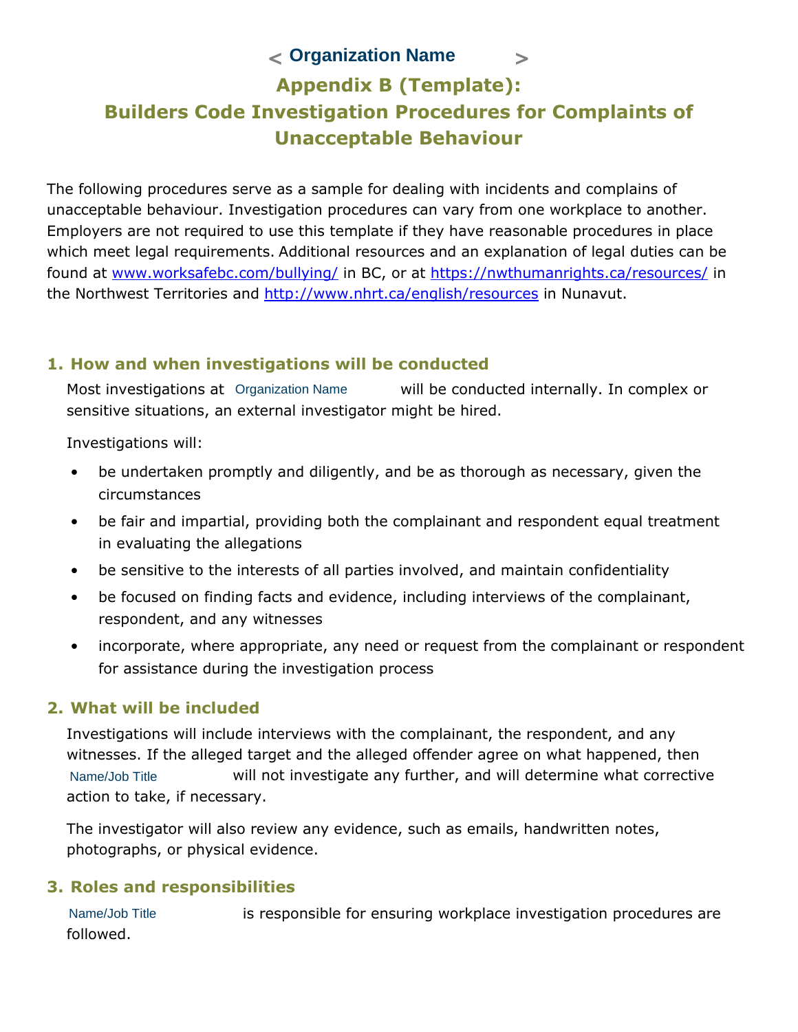< Organization Name >

# Appendix B (Template): Builders Code Investigation Procedures for Complaints of Unacceptable Behaviour

The following procedures serve as a sample for dealing with incidents and complains of unacceptable behaviour. Investigation procedures can vary from one workplace to another. Employers are not required to use this template if they have reasonable procedures in place which meet legal requirements. Additional resources and an explanation of legal duties can be found at [www.worksafebc.com/bullying/](http://www.worksafebc.com/bullying/) in BC, or at [https://nwthumanrights.ca/resources/](https://nwthumanrights.ca/resources/) in the Northwest Territories and [http://www.nhrt.ca/english/resources](http://www.nhrt.ca/english/resources) in Nunavut.

## 1. How and when investigations will be conducted

Most investigations at Organization Name will be conducted internally. In complex or sensitive situations, an external investigator might be hired.

Investigations will:

- be undertaken promptly and diligently, and be as thorough as necessary, given the circumstances
- be fair and impartial, providing both the complainant and respondent equal treatment in evaluating the allegations
- be sensitive to the interests of all parties involved, and maintain confidentiality
- be focused on finding facts and evidence, including interviews of the complainant, respondent, and any witnesses
- incorporate, where appropriate, any need or request from the complainant or respondent for assistance during the investigation process

## 2. What will be included

Investigations will include interviews with the complainant, the respondent, and any witnesses. If the alleged target and the alleged offender agree on what happened, then Name/Job Title will not investigate any further, and will determine what corrective action to take, if necessary.

The investigator will also review any evidence, such as emails, handwritten notes, photographs, or physical evidence.

## 3. Roles and responsibilities

Name/Job Title is responsible for ensuring workplace investigation procedures are followed.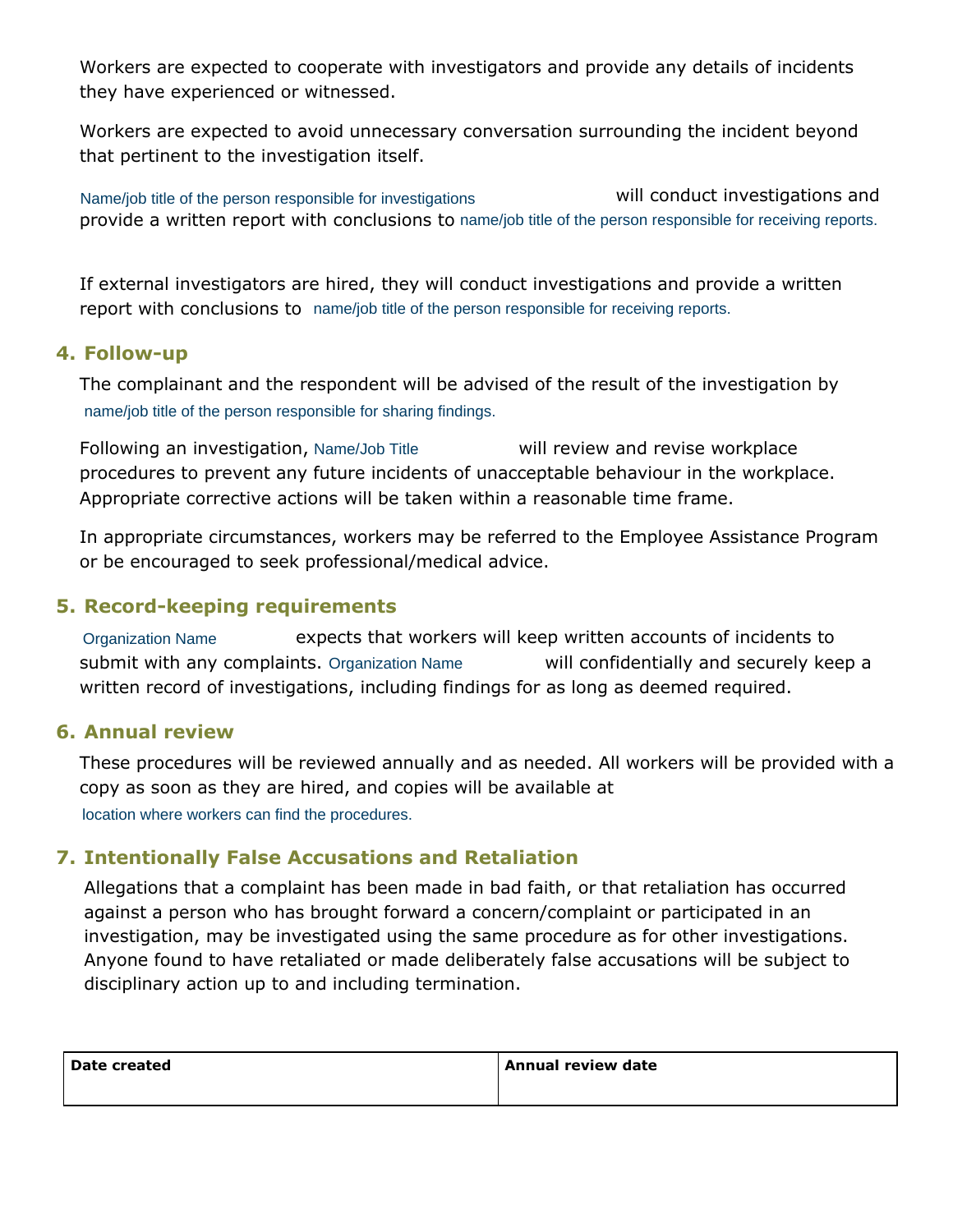Workers are expected to cooperate with investigators and provide any details of incidents they have experienced or witnessed.

Workers are expected to avoid unnecessary conversation surrounding the incident beyond that pertinent to the investigation itself.

Name/job title of the person responsible for investigations will conduct investigations and provide a written report with conclusions to name/job title of the person responsible for receiving reports.

If external investigators are hired, they will conduct investigations and provide a written report with conclusions to name/job title of the person responsible for receiving reports.

## 4. Follow-up

The complainant and the respondent will be advised of the result of the investigation by name/job title of the person responsible for sharing findings.

Following an investigation, Name/Job Title will review and revise workplace procedures to prevent any future incidents of unacceptable behaviour in the workplace. Appropriate corrective actions will be taken within a reasonable time frame.

In appropriate circumstances, workers may be referred to the Employee Assistance Program or be encouraged to seek professional/medical advice.

## 5. Record-keeping requirements

Organization Name expects that workers will keep written accounts of incidents to submit with any complaints. Organization Name will confidentially and securely keep a written record of investigations, including findings for as long as deemed required.

## 6. Annual review

These procedures will be reviewed annually and as needed. All workers will be provided with a copy as soon as they are hired, and copies will be available at location where workers can find the procedures.

## 7. Intentionally False Accusations and Retaliation

Allegations that a complaint has been made in bad faith, or that retaliation has occurred against a person who has brought forward a concern/complaint or participated in an investigation, may be investigated using the same procedure as for other investigations. Anyone found to have retaliated or made deliberately false accusations will be subject to disciplinary action up to and including termination.

| Date created | Annual review date |
|---|---|
| | |